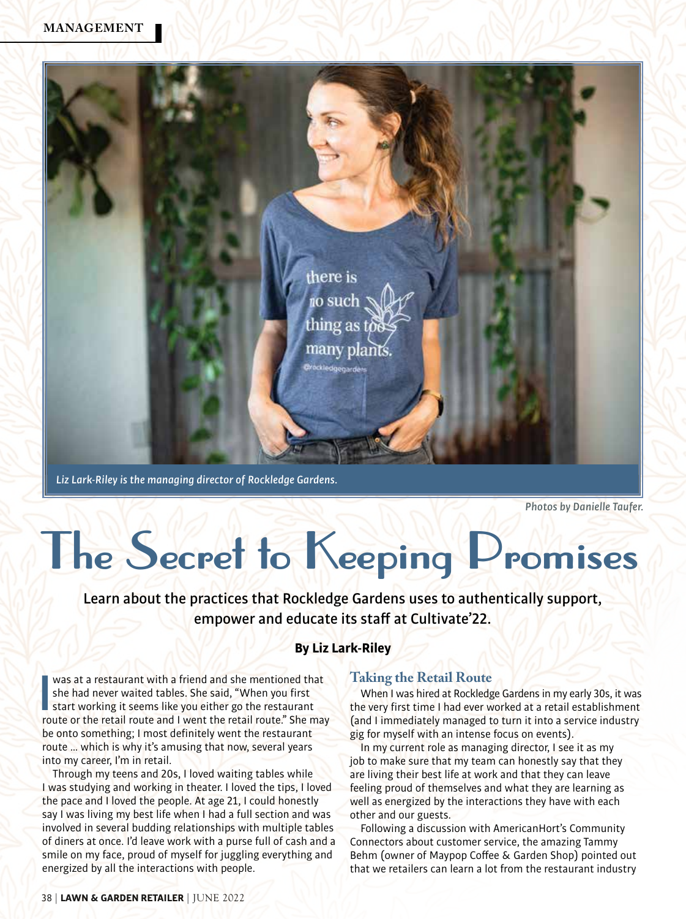Liz Lark-Riley is the managing director of Rockledge Gardens.

Photos by Danielle Taufer.

# The Secret to Keeping Promises

**Learn about the practices that Rockledge Gardens uses to authentically support, empower and educate its staff at Cultivate'22.**

**By Liz Lark-Riley**

I was at a restaurant with a friend and she mentioned that she had never waited tables. She said, "When you first start working it seems like you either go the restaurant route or the retail route and I went the retail route." She may be onto something; I most definitely went the restaurant route … which is why it's amusing that now, several years into my career, I'm in retail.

Through my teens and 20s, I loved waiting tables while I was studying and working in theater. I loved the tips, I loved the pace and I loved the people. At age 21, I could honestly say I was living my best life when I had a full section and was involved in several budding relationships with multiple tables of diners at once. I'd leave work with a purse full of cash and a smile on my face, proud of myself for juggling everything and energized by all the interactions with people.

## Taking the Retail Route

When I was hired at Rockledge Gardens in my early 30s, it was the very first time I had ever worked at a retail establishment (and I immediately managed to turn it into a service industry gig for myself with an intense focus on events).

In my current role as managing director, I see it as my job to make sure that my team can honestly say that they are living their best life at work and that they can leave feeling proud of themselves and what they are learning as well as energized by the interactions they have with each other and our guests.

Following a discussion with AmericanHort's Community Connectors about customer service, the amazing Tammy Behm (owner of Maypop Coffee & Garden Shop) pointed out that we retailers can learn a lot from the restaurant industry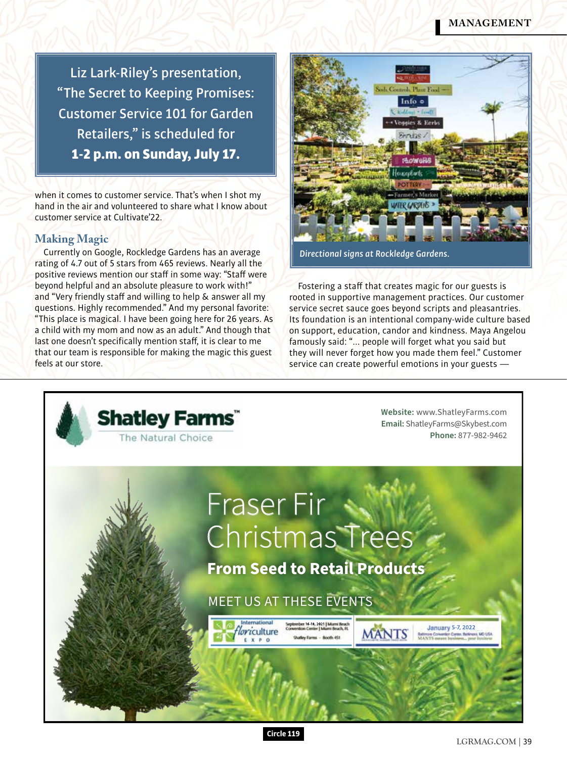Liz Lark-Riley's presentation, "The Secret to Keeping Promises: Customer Service 101 for Garden Retailers," is scheduled for **1-2 p.m. on Sunday, July 17.**

when it comes to customer service. That's when I shot my hand in the air and volunteered to share what I know about customer service at Cultivate'22.

### Making Magic

Currently on Google, Rockledge Gardens has an average rating of 4.7 out of 5 stars from 465 reviews. Nearly all the positive reviews mention our staff in some way: "Staff were beyond helpful and an absolute pleasure to work with!" and "Very friendly staff and willing to help & answer all my questions. Highly recommended." And my personal favorite: "This place is magical. I have been going here for 26 years. As a child with my mom and now as an adult." And though that last one doesn't specifically mention staff, it is clear to me that our team is responsible for making the magic this guest feels at our store.

*Directional signs at Rockledge Gardens.*

Fostering a staff that creates magic for our guests is rooted in supportive management practices. Our customer service secret sauce goes beyond scripts and pleasantries. Its foundation is an intentional company-wide culture based on support, education, candor and kindness. Maya Angelou famously said: "... people will forget what you said but they will never forget how you made them feel." Customer service can create powerful emotions in your guests —

**Shatley Farms™** The Natural Choice

**Website:** www.ShatleyFarms.com
**Email:** ShatleyFarms@Skybest.com
**Phone:** 877-982-9462

Fraser Fir Christmas Trees

**From Seed to Retail Products**

MEET US AT THESE EVENTS

International Floriculture Expo — September 16-18, 2021 | Miami Beach Convention Center | Miami Beach, FL — Shatley Farms – Booth 451

MANTS — January 5-7, 2022 — Baltimore Convention Center, Baltimore, MD USA — MANTS means business... your business

Circle 119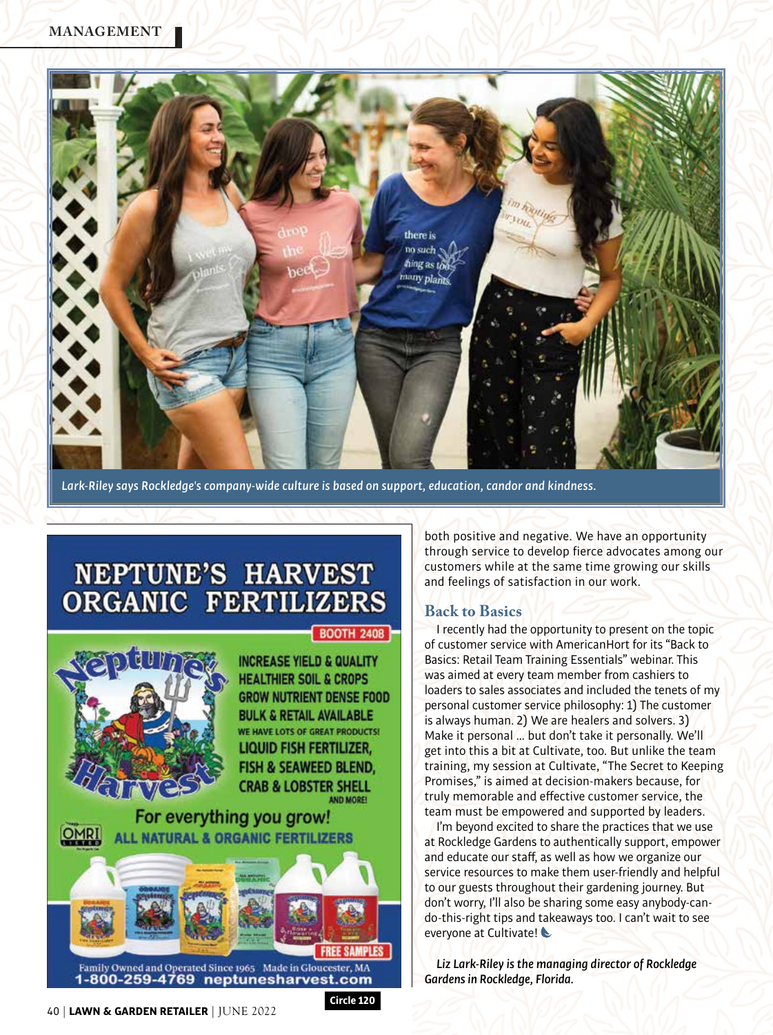Lark-Riley says Rockledge's company-wide culture is based on support, education, candor and kindness.

both positive and negative. We have an opportunity through service to develop fierce advocates among our customers while at the same time growing our skills and feelings of satisfaction in our work.

## Back to Basics

I recently had the opportunity to present on the topic of customer service with AmericanHort for its "Back to Basics: Retail Team Training Essentials" webinar. This was aimed at every team member from cashiers to loaders to sales associates and included the tenets of my personal customer service philosophy: 1) The customer is always human. 2) We are healers and solvers. 3) Make it personal … but don't take it personally. We'll get into this a bit at Cultivate, too. But unlike the team training, my session at Cultivate, "The Secret to Keeping Promises," is aimed at decision-makers because, for truly memorable and effective customer service, the team must be empowered and supported by leaders.

I'm beyond excited to share the practices that we use at Rockledge Gardens to authentically support, empower and educate our staff, as well as how we organize our service resources to make them user-friendly and helpful to our guests throughout their gardening journey. But don't worry, I'll also be sharing some easy anybody-can-do-this-right tips and takeaways too. I can't wait to see everyone at Cultivate!

*Liz Lark-Riley is the managing director of Rockledge Gardens in Rockledge, Florida.*

NEPTUNE'S HARVEST ORGANIC FERTILIZERS

BOOTH 2408

INCREASE YIELD & QUALITY
HEALTHIER SOIL & CROPS
GROW NUTRIENT DENSE FOOD
BULK & RETAIL AVAILABLE
WE HAVE LOTS OF GREAT PRODUCTS!
LIQUID FISH FERTILIZER,
FISH & SEAWEED BLEND,
CRAB & LOBSTER SHELL
AND MORE!

For everything you grow!

ALL NATURAL & ORGANIC FERTILIZERS

FREE SAMPLES

Family Owned and Operated Since 1965 Made in Gloucester, MA
1-800-259-4769 neptunesharvest.com

Circle 120